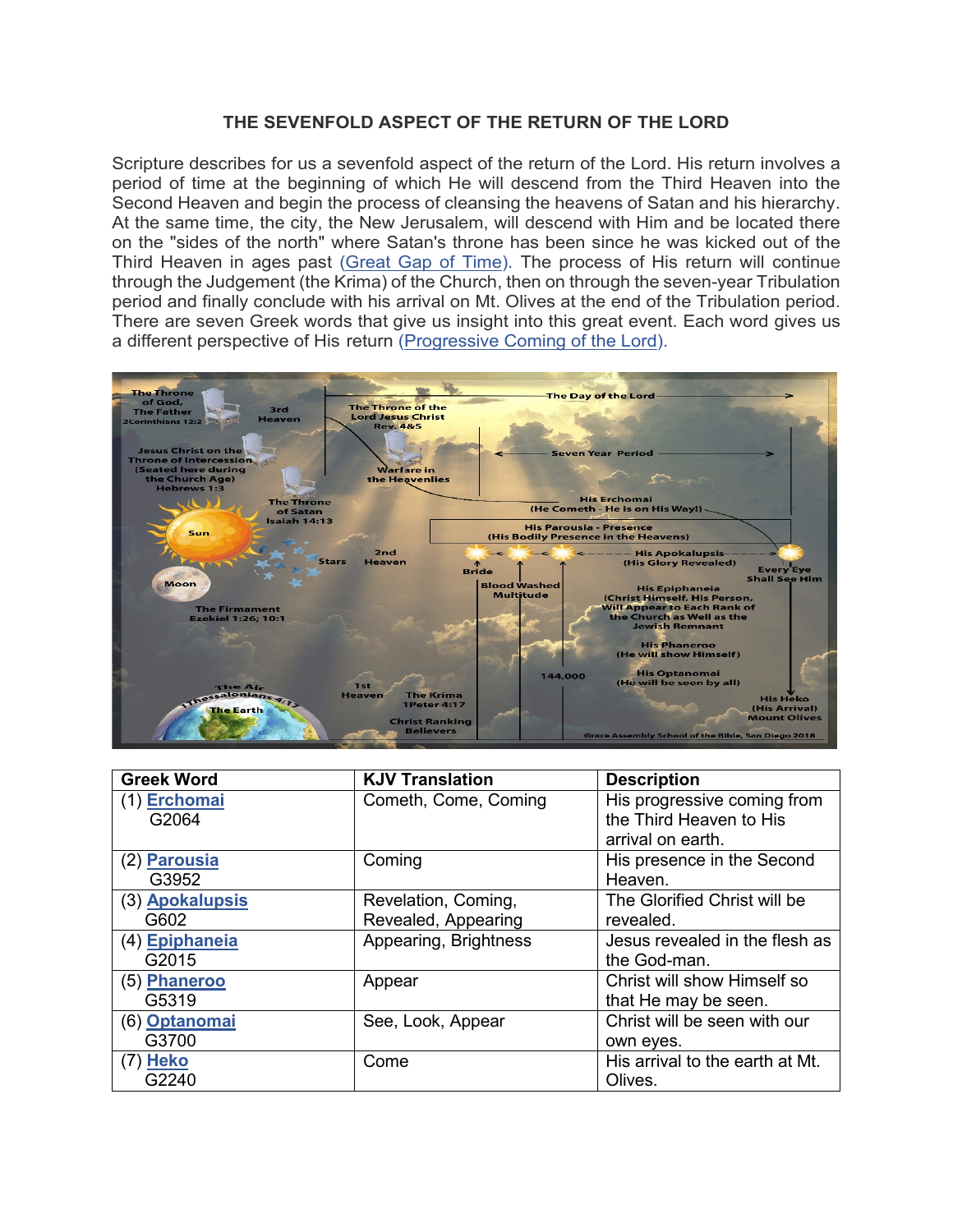# THE SEVENFOLD ASPECT OF THE RETURN OF THE LORD

Scripture describes for us a sevenfold aspect of the return of the Lord. His return involves a period of time at the beginning of which He will descend from the Third Heaven into the Second Heaven and begin the process of cleansing the heavens of Satan and his hierarchy. At the same time, the city, the New Jerusalem, will descend with Him and be located there on the "sides of the north" where Satan's throne has been since he was kicked out of the Third Heaven in ages past (Great Gap of Time). The process of His return will continue through the Judgement (the Krima) of the Church, then on through the seven-year Tribulation period and finally conclude with his arrival on Mt. Olives at the end of the Tribulation period. There are seven Greek words that give us insight into this great event. Each word gives us a different perspective of His return (Progressive Coming of the Lord).

| Greek Word | KJV Translation | Description |
|---|---|---|
| (1) Erchomai G2064 | Cometh, Come, Coming | His progressive coming from the Third Heaven to His arrival on earth. |
| (2) Parousia G3952 | Coming | His presence in the Second Heaven. |
| (3) Apokalupsis G602 | Revelation, Coming, Revealed, Appearing | The Glorified Christ will be revealed. |
| (4) Epiphaneia G2015 | Appearing, Brightness | Jesus revealed in the flesh as the God-man. |
| (5) Phaneroo G5319 | Appear | Christ will show Himself so that He may be seen. |
| (6) Optanomai G3700 | See, Look, Appear | Christ will be seen with our own eyes. |
| (7) Heko G2240 | Come | His arrival to the earth at Mt. Olives. |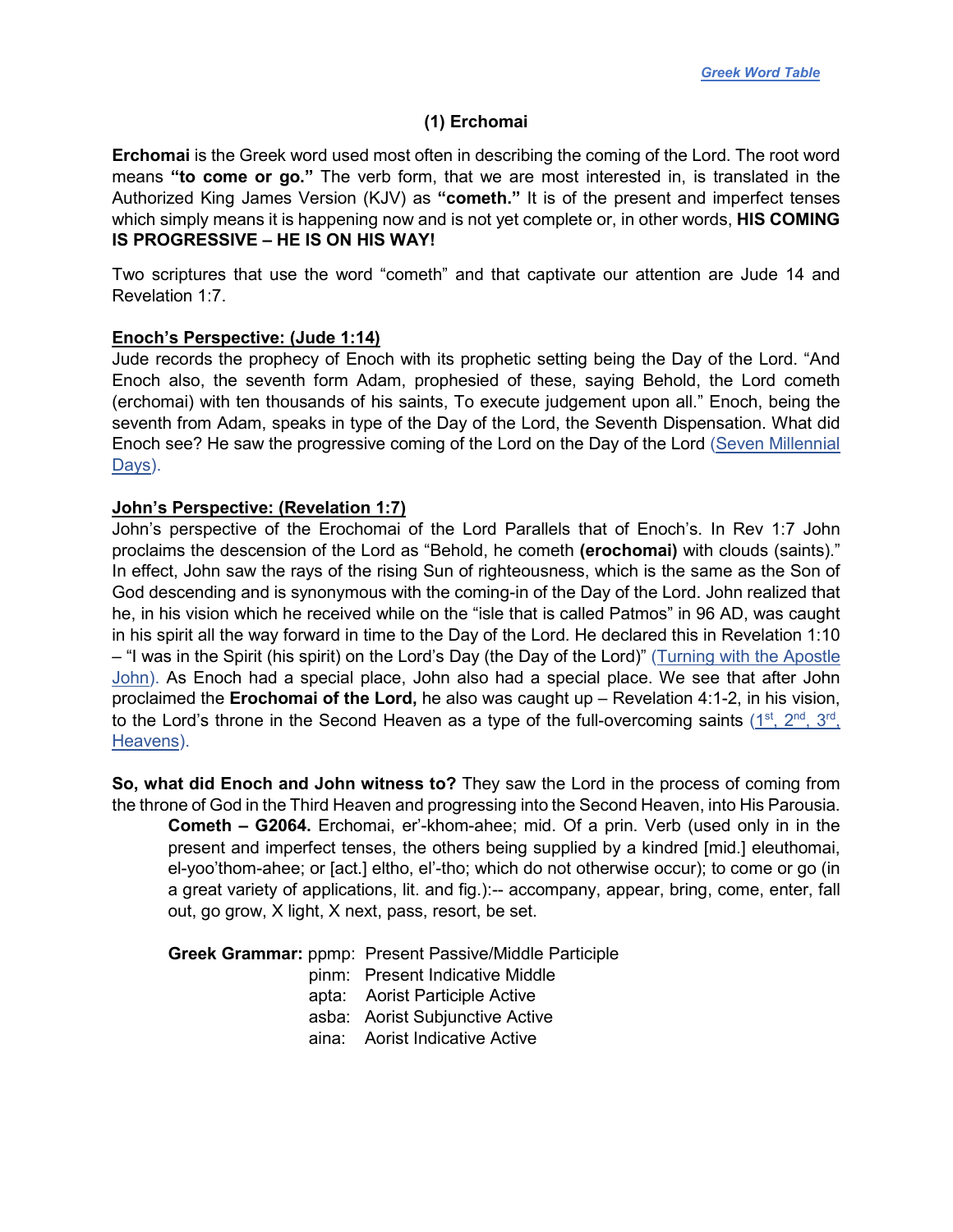*Greek Word Table*

## (1) Erchomai

**Erchomai** is the Greek word used most often in describing the coming of the Lord. The root word means **"to come or go."** The verb form, that we are most interested in, is translated in the Authorized King James Version (KJV) as **"cometh."** It is of the present and imperfect tenses which simply means it is happening now and is not yet complete or, in other words, **HIS COMING IS PROGRESSIVE – HE IS ON HIS WAY!**

Two scriptures that use the word "cometh" and that captivate our attention are Jude 14 and Revelation 1:7.

**Enoch's Perspective: (Jude 1:14)**
Jude records the prophecy of Enoch with its prophetic setting being the Day of the Lord. "And Enoch also, the seventh form Adam, prophesied of these, saying Behold, the Lord cometh (erchomai) with ten thousands of his saints, To execute judgement upon all." Enoch, being the seventh from Adam, speaks in type of the Day of the Lord, the Seventh Dispensation. What did Enoch see? He saw the progressive coming of the Lord on the Day of the Lord (Seven Millennial Days).

**John's Perspective: (Revelation 1:7)**
John's perspective of the Erochomai of the Lord Parallels that of Enoch's. In Rev 1:7 John proclaims the descension of the Lord as "Behold, he cometh **(erochomai)** with clouds (saints)." In effect, John saw the rays of the rising Sun of righteousness, which is the same as the Son of God descending and is synonymous with the coming-in of the Day of the Lord. John realized that he, in his vision which he received while on the "isle that is called Patmos" in 96 AD, was caught in his spirit all the way forward in time to the Day of the Lord. He declared this in Revelation 1:10 – "I was in the Spirit (his spirit) on the Lord's Day (the Day of the Lord)" (Turning with the Apostle John). As Enoch had a special place, John also had a special place. We see that after John proclaimed the **Erochomai of the Lord,** he also was caught up – Revelation 4:1-2, in his vision, to the Lord's throne in the Second Heaven as a type of the full-overcoming saints (1st, 2nd, 3rd, Heavens).

**So, what did Enoch and John witness to?** They saw the Lord in the process of coming from the throne of God in the Third Heaven and progressing into the Second Heaven, into His Parousia.

> **Cometh – G2064.** Erchomai, er'-khom-ahee; mid. Of a prin. Verb (used only in in the present and imperfect tenses, the others being supplied by a kindred [mid.] eleuthomai, el-yoo'thom-ahee; or [act.] eltho, el'-tho; which do not otherwise occur); to come or go (in a great variety of applications, lit. and fig.):-- accompany, appear, bring, come, enter, fall out, go grow, X light, X next, pass, resort, be set.
>
> **Greek Grammar:** ppmp: Present Passive/Middle Participle
> pinm: Present Indicative Middle
> apta: Aorist Participle Active
> asba: Aorist Subjunctive Active
> aina: Aorist Indicative Active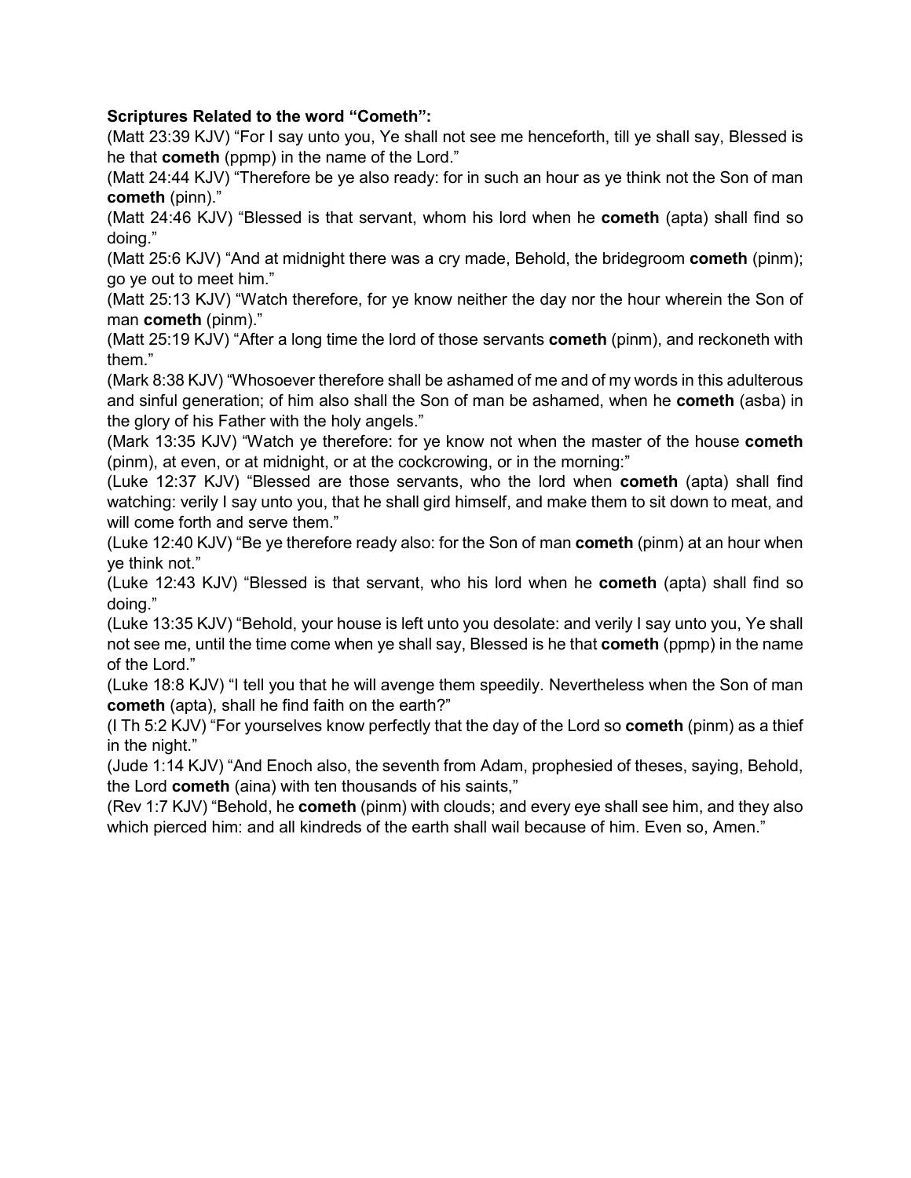**Scriptures Related to the word "Cometh":**

(Matt 23:39 KJV) "For I say unto you, Ye shall not see me henceforth, till ye shall say, Blessed is he that **cometh** (ppmp) in the name of the Lord."

(Matt 24:44 KJV) "Therefore be ye also ready: for in such an hour as ye think not the Son of man **cometh** (pinn)."

(Matt 24:46 KJV) "Blessed is that servant, whom his lord when he **cometh** (apta) shall find so doing."

(Matt 25:6 KJV) "And at midnight there was a cry made, Behold, the bridegroom **cometh** (pinm); go ye out to meet him."

(Matt 25:13 KJV) "Watch therefore, for ye know neither the day nor the hour wherein the Son of man **cometh** (pinm)."

(Matt 25:19 KJV) "After a long time the lord of those servants **cometh** (pinm), and reckoneth with them."

(Mark 8:38 KJV) "Whosoever therefore shall be ashamed of me and of my words in this adulterous and sinful generation; of him also shall the Son of man be ashamed, when he **cometh** (asba) in the glory of his Father with the holy angels."

(Mark 13:35 KJV) "Watch ye therefore: for ye know not when the master of the house **cometh** (pinm), at even, or at midnight, or at the cockcrowing, or in the morning:"

(Luke 12:37 KJV) "Blessed are those servants, who the lord when **cometh** (apta) shall find watching: verily I say unto you, that he shall gird himself, and make them to sit down to meat, and will come forth and serve them."

(Luke 12:40 KJV) "Be ye therefore ready also: for the Son of man **cometh** (pinm) at an hour when ye think not."

(Luke 12:43 KJV) "Blessed is that servant, who his lord when he **cometh** (apta) shall find so doing."

(Luke 13:35 KJV) "Behold, your house is left unto you desolate: and verily I say unto you, Ye shall not see me, until the time come when ye shall say, Blessed is he that **cometh** (ppmp) in the name of the Lord."

(Luke 18:8 KJV) "I tell you that he will avenge them speedily. Nevertheless when the Son of man **cometh** (apta), shall he find faith on the earth?"

(I Th 5:2 KJV) "For yourselves know perfectly that the day of the Lord so **cometh** (pinm) as a thief in the night."

(Jude 1:14 KJV) "And Enoch also, the seventh from Adam, prophesied of theses, saying, Behold, the Lord **cometh** (aina) with ten thousands of his saints,"

(Rev 1:7 KJV) "Behold, he **cometh** (pinm) with clouds; and every eye shall see him, and they also which pierced him: and all kindreds of the earth shall wail because of him. Even so, Amen."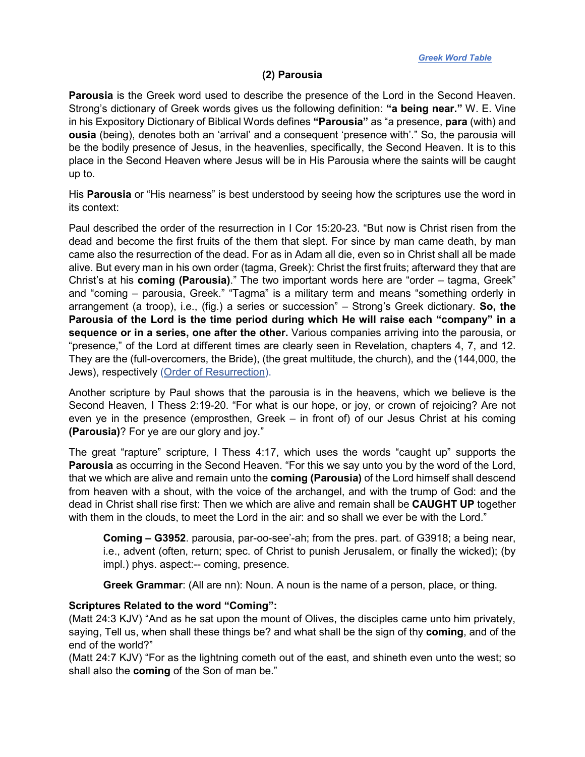[*Greek Word Table*](#)

## (2) Parousia

**Parousia** is the Greek word used to describe the presence of the Lord in the Second Heaven. Strong's dictionary of Greek words gives us the following definition: **"a being near."** W. E. Vine in his Expository Dictionary of Biblical Words defines **"Parousia"** as "a presence, **para** (with) and **ousia** (being), denotes both an 'arrival' and a consequent 'presence with'." So, the parousia will be the bodily presence of Jesus, in the heavenlies, specifically, the Second Heaven. It is to this place in the Second Heaven where Jesus will be in His Parousia where the saints will be caught up to.

His **Parousia** or "His nearness" is best understood by seeing how the scriptures use the word in its context:

Paul described the order of the resurrection in I Cor 15:20-23. "But now is Christ risen from the dead and become the first fruits of the them that slept. For since by man came death, by man came also the resurrection of the dead. For as in Adam all die, even so in Christ shall all be made alive. But every man in his own order (tagma, Greek): Christ the first fruits; afterward they that are Christ's at his **coming (Parousia)**." The two important words here are "order – tagma, Greek" and "coming – parousia, Greek." "Tagma" is a military term and means "something orderly in arrangement (a troop), i.e., (fig.) a series or succession" – Strong's Greek dictionary. **So, the Parousia of the Lord is the time period during which He will raise each "company" in a sequence or in a series, one after the other.** Various companies arriving into the parousia, or "presence," of the Lord at different times are clearly seen in Revelation, chapters 4, 7, and 12. They are the (full-overcomers, the Bride), (the great multitude, the church), and the (144,000, the Jews), respectively [(Order of Resurrection).](#)

Another scripture by Paul shows that the parousia is in the heavens, which we believe is the Second Heaven, I Thess 2:19-20. "For what is our hope, or joy, or crown of rejoicing? Are not even ye in the presence (emprosthen, Greek – in front of) of our Jesus Christ at his coming **(Parousia)**? For ye are our glory and joy."

The great "rapture" scripture, I Thess 4:17, which uses the words "caught up" supports the **Parousia** as occurring in the Second Heaven. "For this we say unto you by the word of the Lord, that we which are alive and remain unto the **coming (Parousia)** of the Lord himself shall descend from heaven with a shout, with the voice of the archangel, and with the trump of God: and the dead in Christ shall rise first: Then we which are alive and remain shall be **CAUGHT UP** together with them in the clouds, to meet the Lord in the air: and so shall we ever be with the Lord."

> **Coming – G3952**. parousia, par-oo-see'-ah; from the pres. part. of G3918; a being near, i.e., advent (often, return; spec. of Christ to punish Jerusalem, or finally the wicked); (by impl.) phys. aspect:-- coming, presence.
>
> **Greek Grammar**: (All are nn): Noun. A noun is the name of a person, place, or thing.

**Scriptures Related to the word "Coming":**

(Matt 24:3 KJV) "And as he sat upon the mount of Olives, the disciples came unto him privately, saying, Tell us, when shall these things be? and what shall be the sign of thy **coming**, and of the end of the world?"

(Matt 24:7 KJV) "For as the lightning cometh out of the east, and shineth even unto the west; so shall also the **coming** of the Son of man be."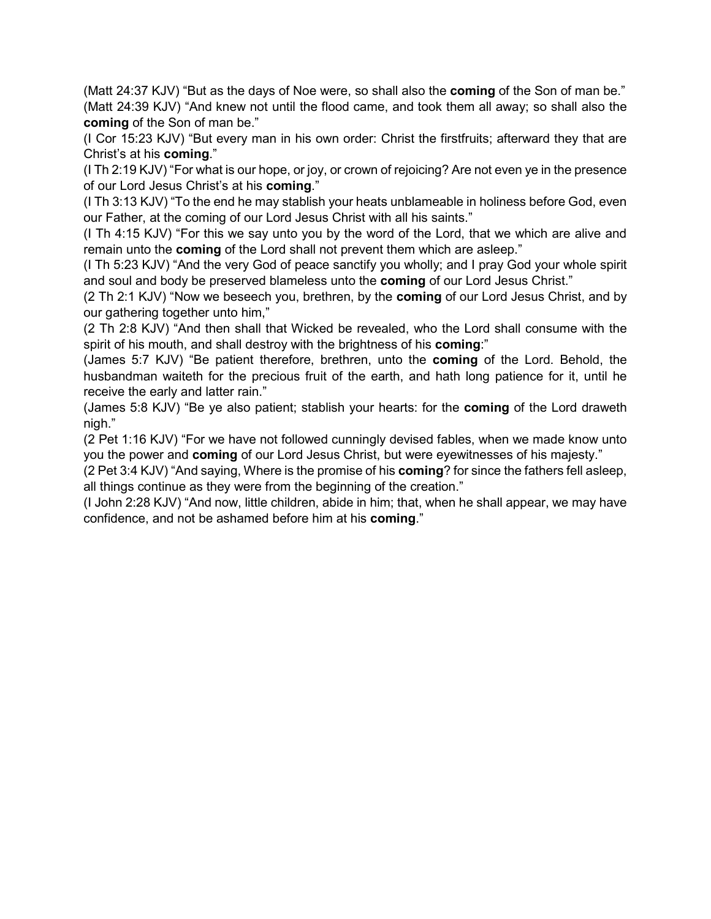(Matt 24:37 KJV) “But as the days of Noe were, so shall also the **coming** of the Son of man be.”
(Matt 24:39 KJV) “And knew not until the flood came, and took them all away; so shall also the **coming** of the Son of man be.”

(I Cor 15:23 KJV) “But every man in his own order: Christ the firstfruits; afterward they that are Christ’s at his **coming**.”

(I Th 2:19 KJV) “For what is our hope, or joy, or crown of rejoicing? Are not even ye in the presence of our Lord Jesus Christ’s at his **coming**.”

(I Th 3:13 KJV) “To the end he may stablish your heats unblameable in holiness before God, even our Father, at the coming of our Lord Jesus Christ with all his saints.”

(I Th 4:15 KJV) “For this we say unto you by the word of the Lord, that we which are alive and remain unto the **coming** of the Lord shall not prevent them which are asleep.”

(I Th 5:23 KJV) “And the very God of peace sanctify you wholly; and I pray God your whole spirit and soul and body be preserved blameless unto the **coming** of our Lord Jesus Christ.”

(2 Th 2:1 KJV) “Now we beseech you, brethren, by the **coming** of our Lord Jesus Christ, and by our gathering together unto him,”

(2 Th 2:8 KJV) “And then shall that Wicked be revealed, who the Lord shall consume with the spirit of his mouth, and shall destroy with the brightness of his **coming**:”

(James 5:7 KJV) “Be patient therefore, brethren, unto the **coming** of the Lord. Behold, the husbandman waiteth for the precious fruit of the earth, and hath long patience for it, until he receive the early and latter rain.”

(James 5:8 KJV) “Be ye also patient; stablish your hearts: for the **coming** of the Lord draweth nigh.”

(2 Pet 1:16 KJV) “For we have not followed cunningly devised fables, when we made know unto you the power and **coming** of our Lord Jesus Christ, but were eyewitnesses of his majesty.”

(2 Pet 3:4 KJV) “And saying, Where is the promise of his **coming**? for since the fathers fell asleep, all things continue as they were from the beginning of the creation.”

(I John 2:28 KJV) “And now, little children, abide in him; that, when he shall appear, we may have confidence, and not be ashamed before him at his **coming**.”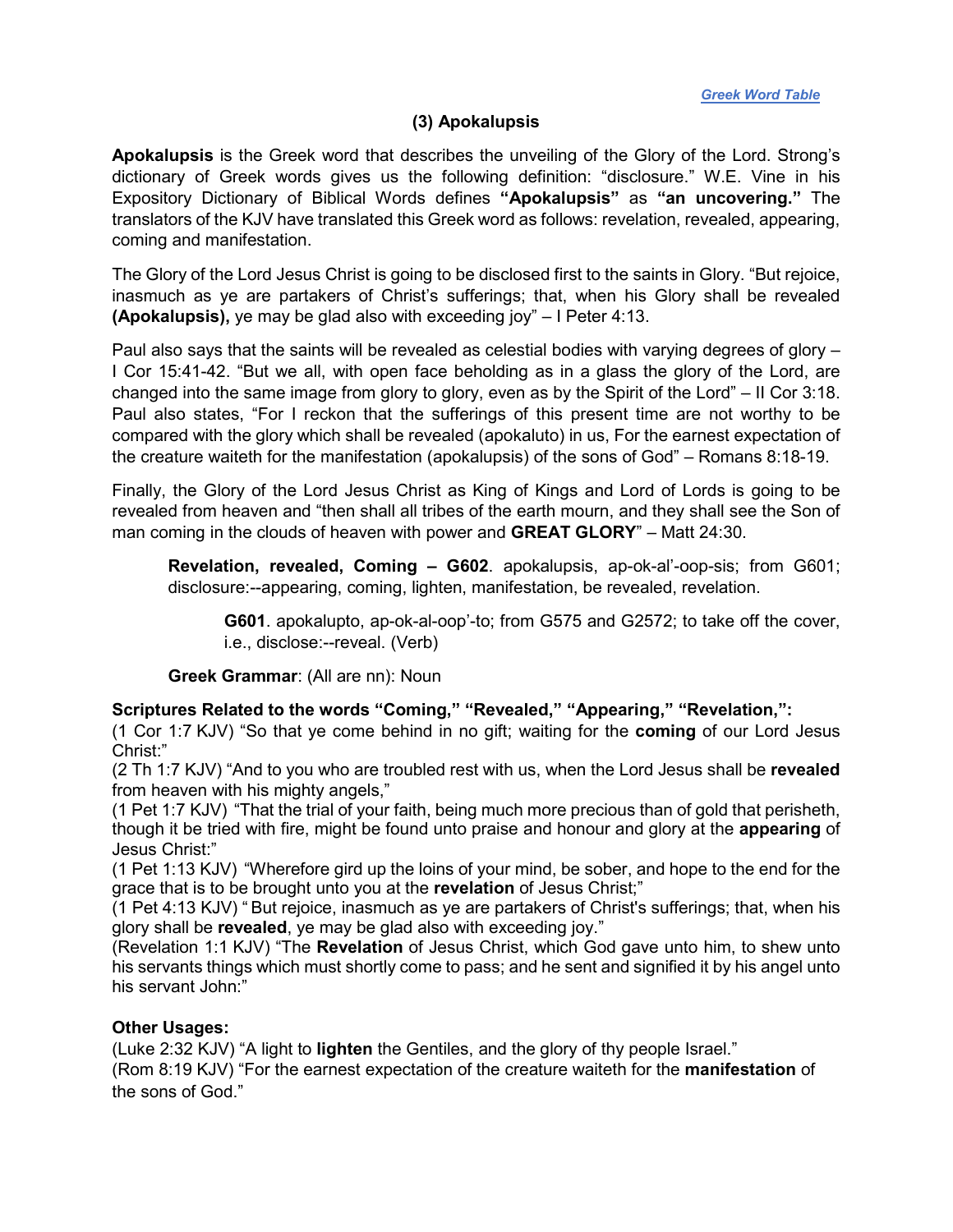[*Greek Word Table*](#)

### (3) Apokalupsis

**Apokalupsis** is the Greek word that describes the unveiling of the Glory of the Lord. Strong's dictionary of Greek words gives us the following definition: "disclosure." W.E. Vine in his Expository Dictionary of Biblical Words defines **"Apokalupsis"** as **"an uncovering."** The translators of the KJV have translated this Greek word as follows: revelation, revealed, appearing, coming and manifestation.

The Glory of the Lord Jesus Christ is going to be disclosed first to the saints in Glory. "But rejoice, inasmuch as ye are partakers of Christ's sufferings; that, when his Glory shall be revealed **(Apokalupsis),** ye may be glad also with exceeding joy" – I Peter 4:13.

Paul also says that the saints will be revealed as celestial bodies with varying degrees of glory – I Cor 15:41-42. "But we all, with open face beholding as in a glass the glory of the Lord, are changed into the same image from glory to glory, even as by the Spirit of the Lord" – II Cor 3:18. Paul also states, "For I reckon that the sufferings of this present time are not worthy to be compared with the glory which shall be revealed (apokaluto) in us, For the earnest expectation of the creature waiteth for the manifestation (apokalupsis) of the sons of God" – Romans 8:18-19.

Finally, the Glory of the Lord Jesus Christ as King of Kings and Lord of Lords is going to be revealed from heaven and "then shall all tribes of the earth mourn, and they shall see the Son of man coming in the clouds of heaven with power and **GREAT GLORY**" – Matt 24:30.

> **Revelation, revealed, Coming – G602**. apokalupsis, ap-ok-al'-oop-sis; from G601; disclosure:--appearing, coming, lighten, manifestation, be revealed, revelation.
>
> > **G601**. apokalupto, ap-ok-al-oop'-to; from G575 and G2572; to take off the cover, i.e., disclose:--reveal. (Verb)
>
> **Greek Grammar**: (All are nn): Noun

**Scriptures Related to the words "Coming," "Revealed," "Appearing," "Revelation,":**

(1 Cor 1:7 KJV) "So that ye come behind in no gift; waiting for the **coming** of our Lord Jesus Christ:"
(2 Th 1:7 KJV) "And to you who are troubled rest with us, when the Lord Jesus shall be **revealed** from heaven with his mighty angels,"
(1 Pet 1:7 KJV) "That the trial of your faith, being much more precious than of gold that perisheth, though it be tried with fire, might be found unto praise and honour and glory at the **appearing** of Jesus Christ:"
(1 Pet 1:13 KJV) "Wherefore gird up the loins of your mind, be sober, and hope to the end for the grace that is to be brought unto you at the **revelation** of Jesus Christ;"
(1 Pet 4:13 KJV) " But rejoice, inasmuch as ye are partakers of Christ's sufferings; that, when his glory shall be **revealed**, ye may be glad also with exceeding joy."
(Revelation 1:1 KJV) "The **Revelation** of Jesus Christ, which God gave unto him, to shew unto his servants things which must shortly come to pass; and he sent and signified it by his angel unto his servant John:"

**Other Usages:**

(Luke 2:32 KJV) "A light to **lighten** the Gentiles, and the glory of thy people Israel."
(Rom 8:19 KJV) "For the earnest expectation of the creature waiteth for the **manifestation** of the sons of God."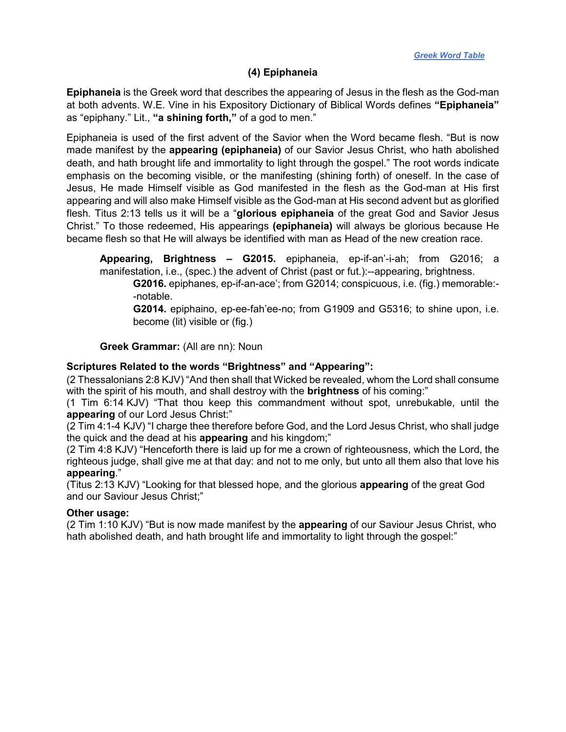*[Greek Word Table](#)*

## (4) Epiphaneia

**Epiphaneia** is the Greek word that describes the appearing of Jesus in the flesh as the God-man at both advents. W.E. Vine in his Expository Dictionary of Biblical Words defines **"Epiphaneia"** as "epiphany." Lit., **"a shining forth,"** of a god to men."

Epiphaneia is used of the first advent of the Savior when the Word became flesh. "But is now made manifest by the **appearing (epiphaneia)** of our Savior Jesus Christ, who hath abolished death, and hath brought life and immortality to light through the gospel." The root words indicate emphasis on the becoming visible, or the manifesting (shining forth) of oneself. In the case of Jesus, He made Himself visible as God manifested in the flesh as the God-man at His first appearing and will also make Himself visible as the God-man at His second advent but as glorified flesh. Titus 2:13 tells us it will be a "**glorious epiphaneia** of the great God and Savior Jesus Christ." To those redeemed, His appearings **(epiphaneia)** will always be glorious because He became flesh so that He will always be identified with man as Head of the new creation race.

> **Appearing, Brightness – G2015.** epiphaneia, ep-if-an'-i-ah; from G2016; a manifestation, i.e., (spec.) the advent of Christ (past or fut.):--appearing, brightness.
>
> > **G2016.** epiphanes, ep-if-an-ace'; from G2014; conspicuous, i.e. (fig.) memorable:--notable.
> >
> > **G2014.** epiphaino, ep-ee-fah'ee-no; from G1909 and G5316; to shine upon, i.e. become (lit) visible or (fig.)
>
> **Greek Grammar:** (All are nn): Noun

**Scriptures Related to the words "Brightness" and "Appearing":**

(2 Thessalonians 2:8 KJV) "And then shall that Wicked be revealed, whom the Lord shall consume with the spirit of his mouth, and shall destroy with the **brightness** of his coming:"

(1 Tim 6:14 KJV) "That thou keep this commandment without spot, unrebukable, until the **appearing** of our Lord Jesus Christ:"

(2 Tim 4:1-4 KJV) "I charge thee therefore before God, and the Lord Jesus Christ, who shall judge the quick and the dead at his **appearing** and his kingdom;"

(2 Tim 4:8 KJV) "Henceforth there is laid up for me a crown of righteousness, which the Lord, the righteous judge, shall give me at that day: and not to me only, but unto all them also that love his **appearing**."

(Titus 2:13 KJV) "Looking for that blessed hope, and the glorious **appearing** of the great God and our Saviour Jesus Christ;"

**Other usage:**

(2 Tim 1:10 KJV) "But is now made manifest by the **appearing** of our Saviour Jesus Christ, who hath abolished death, and hath brought life and immortality to light through the gospel:"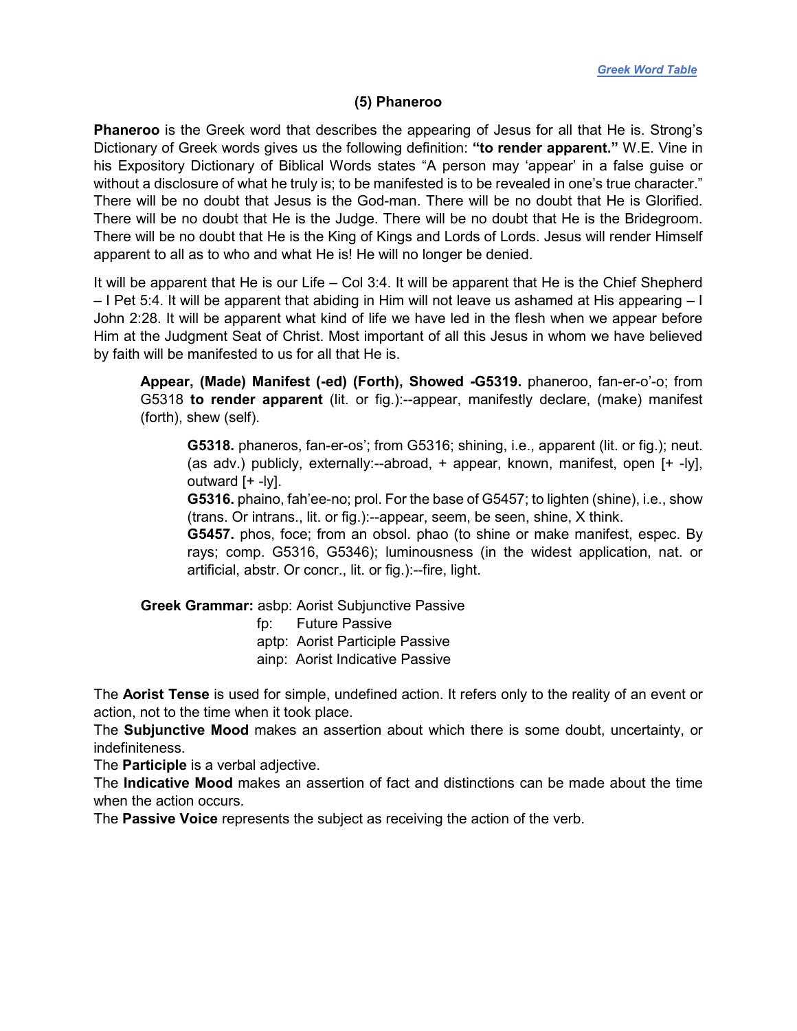[*Greek Word Table*](#)

## (5) Phaneroo

**Phaneroo** is the Greek word that describes the appearing of Jesus for all that He is. Strong's Dictionary of Greek words gives us the following definition: **"to render apparent."** W.E. Vine in his Expository Dictionary of Biblical Words states "A person may 'appear' in a false guise or without a disclosure of what he truly is; to be manifested is to be revealed in one's true character." There will be no doubt that Jesus is the God-man. There will be no doubt that He is Glorified. There will be no doubt that He is the Judge. There will be no doubt that He is the Bridegroom. There will be no doubt that He is the King of Kings and Lords of Lords. Jesus will render Himself apparent to all as to who and what He is! He will no longer be denied.

It will be apparent that He is our Life – Col 3:4. It will be apparent that He is the Chief Shepherd – I Pet 5:4. It will be apparent that abiding in Him will not leave us ashamed at His appearing – I John 2:28. It will be apparent what kind of life we have led in the flesh when we appear before Him at the Judgment Seat of Christ. Most important of all this Jesus in whom we have believed by faith will be manifested to us for all that He is.

> **Appear, (Made) Manifest (-ed) (Forth), Showed -G5319.** phaneroo, fan-er-o'-o; from G5318 **to render apparent** (lit. or fig.):--appear, manifestly declare, (make) manifest (forth), shew (self).
>
> > **G5318.** phaneros, fan-er-os'; from G5316; shining, i.e., apparent (lit. or fig.); neut. (as adv.) publicly, externally:--abroad, + appear, known, manifest, open [+ -ly], outward [+ -ly].
> > **G5316.** phaino, fah'ee-no; prol. For the base of G5457; to lighten (shine), i.e., show (trans. Or intrans., lit. or fig.):--appear, seem, be seen, shine, X think.
> > **G5457.** phos, foce; from an obsol. phao (to shine or make manifest, espec. By rays; comp. G5316, G5346); luminousness (in the widest application, nat. or artificial, abstr. Or concr., lit. or fig.):--fire, light.
>
> **Greek Grammar:** asbp: Aorist Subjunctive Passive
> fp: Future Passive
> aptp: Aorist Participle Passive
> ainp: Aorist Indicative Passive

The **Aorist Tense** is used for simple, undefined action. It refers only to the reality of an event or action, not to the time when it took place.
The **Subjunctive Mood** makes an assertion about which there is some doubt, uncertainty, or indefiniteness.
The **Participle** is a verbal adjective.
The **Indicative Mood** makes an assertion of fact and distinctions can be made about the time when the action occurs.
The **Passive Voice** represents the subject as receiving the action of the verb.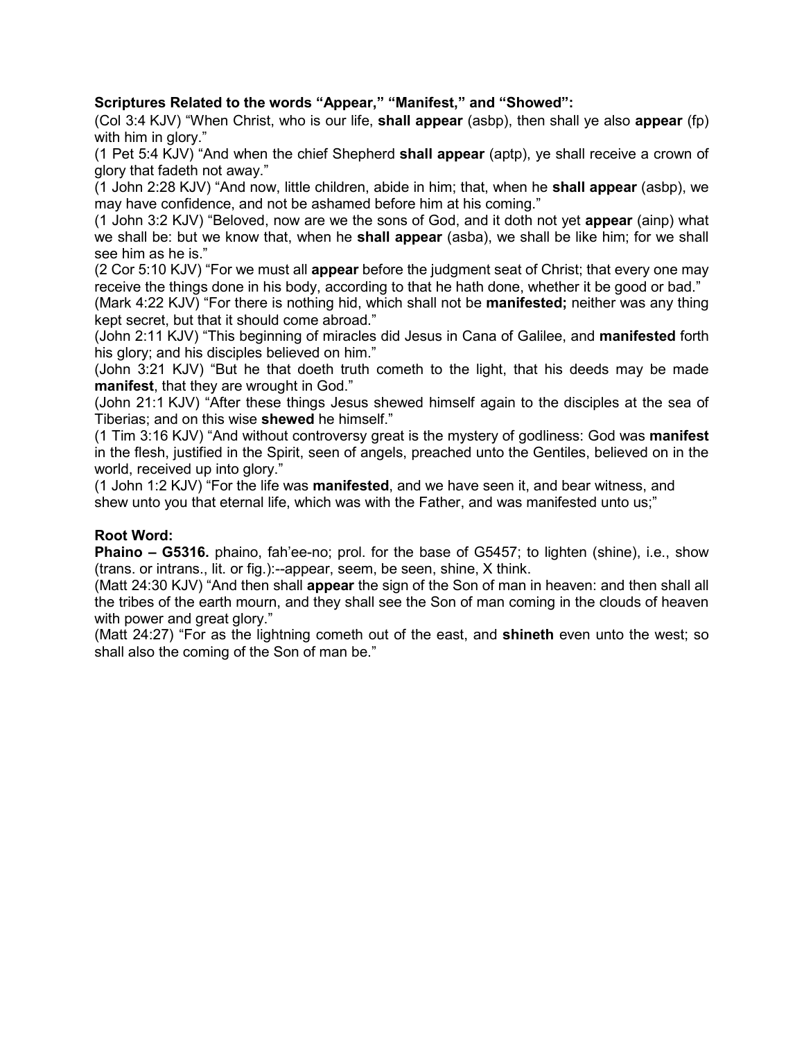**Scriptures Related to the words "Appear," "Manifest," and "Showed":**

(Col 3:4 KJV) "When Christ, who is our life, **shall appear** (asbp), then shall ye also **appear** (fp) with him in glory."

(1 Pet 5:4 KJV) "And when the chief Shepherd **shall appear** (aptp), ye shall receive a crown of glory that fadeth not away."

(1 John 2:28 KJV) "And now, little children, abide in him; that, when he **shall appear** (asbp), we may have confidence, and not be ashamed before him at his coming."

(1 John 3:2 KJV) "Beloved, now are we the sons of God, and it doth not yet **appear** (ainp) what we shall be: but we know that, when he **shall appear** (asba), we shall be like him; for we shall see him as he is."

(2 Cor 5:10 KJV) "For we must all **appear** before the judgment seat of Christ; that every one may receive the things done in his body, according to that he hath done, whether it be good or bad."

(Mark 4:22 KJV) "For there is nothing hid, which shall not be **manifested;** neither was any thing kept secret, but that it should come abroad."

(John 2:11 KJV) "This beginning of miracles did Jesus in Cana of Galilee, and **manifested** forth his glory; and his disciples believed on him."

(John 3:21 KJV) "But he that doeth truth cometh to the light, that his deeds may be made **manifest**, that they are wrought in God."

(John 21:1 KJV) "After these things Jesus shewed himself again to the disciples at the sea of Tiberias; and on this wise **shewed** he himself."

(1 Tim 3:16 KJV) "And without controversy great is the mystery of godliness: God was **manifest** in the flesh, justified in the Spirit, seen of angels, preached unto the Gentiles, believed on in the world, received up into glory."

(1 John 1:2 KJV) "For the life was **manifested**, and we have seen it, and bear witness, and shew unto you that eternal life, which was with the Father, and was manifested unto us;"

**Root Word:**

**Phaino – G5316.** phaino, fah'ee-no; prol. for the base of G5457; to lighten (shine), i.e., show (trans. or intrans., lit. or fig.):--appear, seem, be seen, shine, X think.

(Matt 24:30 KJV) "And then shall **appear** the sign of the Son of man in heaven: and then shall all the tribes of the earth mourn, and they shall see the Son of man coming in the clouds of heaven with power and great glory."

(Matt 24:27) "For as the lightning cometh out of the east, and **shineth** even unto the west; so shall also the coming of the Son of man be."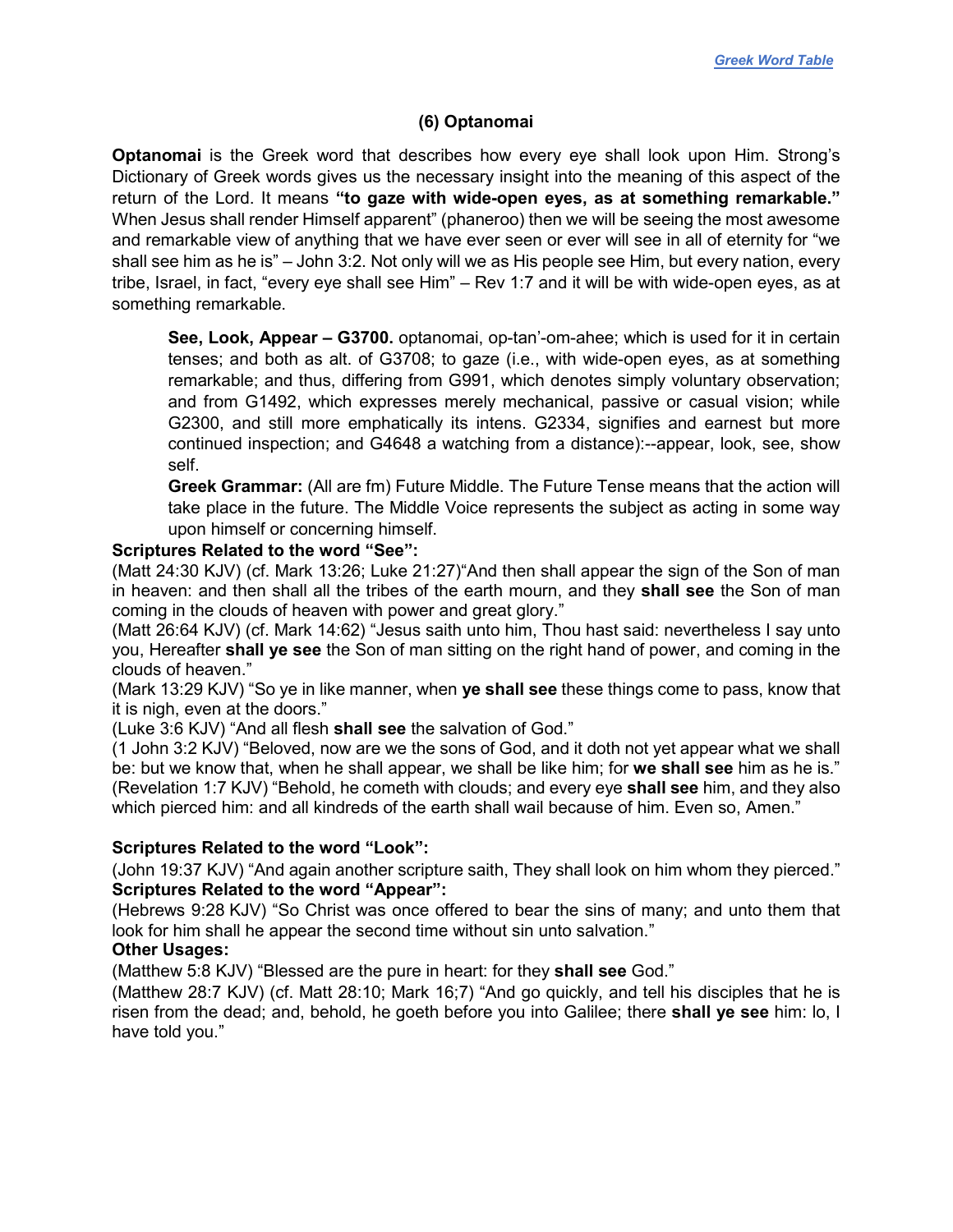### (6) Optanomai

**Optanomai** is the Greek word that describes how every eye shall look upon Him. Strong's Dictionary of Greek words gives us the necessary insight into the meaning of this aspect of the return of the Lord. It means **"to gaze with wide-open eyes, as at something remarkable."** When Jesus shall render Himself apparent" (phaneroo) then we will be seeing the most awesome and remarkable view of anything that we have ever seen or ever will see in all of eternity for "we shall see him as he is" – John 3:2. Not only will we as His people see Him, but every nation, every tribe, Israel, in fact, "every eye shall see Him" – Rev 1:7 and it will be with wide-open eyes, as at something remarkable.

> **See, Look, Appear – G3700.** optanomai, op-tan'-om-ahee; which is used for it in certain tenses; and both as alt. of G3708; to gaze (i.e., with wide-open eyes, as at something remarkable; and thus, differing from G991, which denotes simply voluntary observation; and from G1492, which expresses merely mechanical, passive or casual vision; while G2300, and still more emphatically its intens. G2334, signifies and earnest but more continued inspection; and G4648 a watching from a distance):--appear, look, see, show self.
>
> **Greek Grammar:** (All are fm) Future Middle. The Future Tense means that the action will take place in the future. The Middle Voice represents the subject as acting in some way upon himself or concerning himself.

**Scriptures Related to the word "See":**

(Matt 24:30 KJV) (cf. Mark 13:26; Luke 21:27)"And then shall appear the sign of the Son of man in heaven: and then shall all the tribes of the earth mourn, and they **shall see** the Son of man coming in the clouds of heaven with power and great glory."

(Matt 26:64 KJV) (cf. Mark 14:62) "Jesus saith unto him, Thou hast said: nevertheless I say unto you, Hereafter **shall ye see** the Son of man sitting on the right hand of power, and coming in the clouds of heaven."

(Mark 13:29 KJV) "So ye in like manner, when **ye shall see** these things come to pass, know that it is nigh, even at the doors."

(Luke 3:6 KJV) "And all flesh **shall see** the salvation of God."

(1 John 3:2 KJV) "Beloved, now are we the sons of God, and it doth not yet appear what we shall be: but we know that, when he shall appear, we shall be like him; for **we shall see** him as he is."

(Revelation 1:7 KJV) "Behold, he cometh with clouds; and every eye **shall see** him, and they also which pierced him: and all kindreds of the earth shall wail because of him. Even so, Amen."

**Scriptures Related to the word "Look":**

(John 19:37 KJV) "And again another scripture saith, They shall look on him whom they pierced."

**Scriptures Related to the word "Appear":**

(Hebrews 9:28 KJV) "So Christ was once offered to bear the sins of many; and unto them that look for him shall he appear the second time without sin unto salvation."

**Other Usages:**

(Matthew 5:8 KJV) "Blessed are the pure in heart: for they **shall see** God."

(Matthew 28:7 KJV) (cf. Matt 28:10; Mark 16;7) "And go quickly, and tell his disciples that he is risen from the dead; and, behold, he goeth before you into Galilee; there **shall ye see** him: lo, I have told you."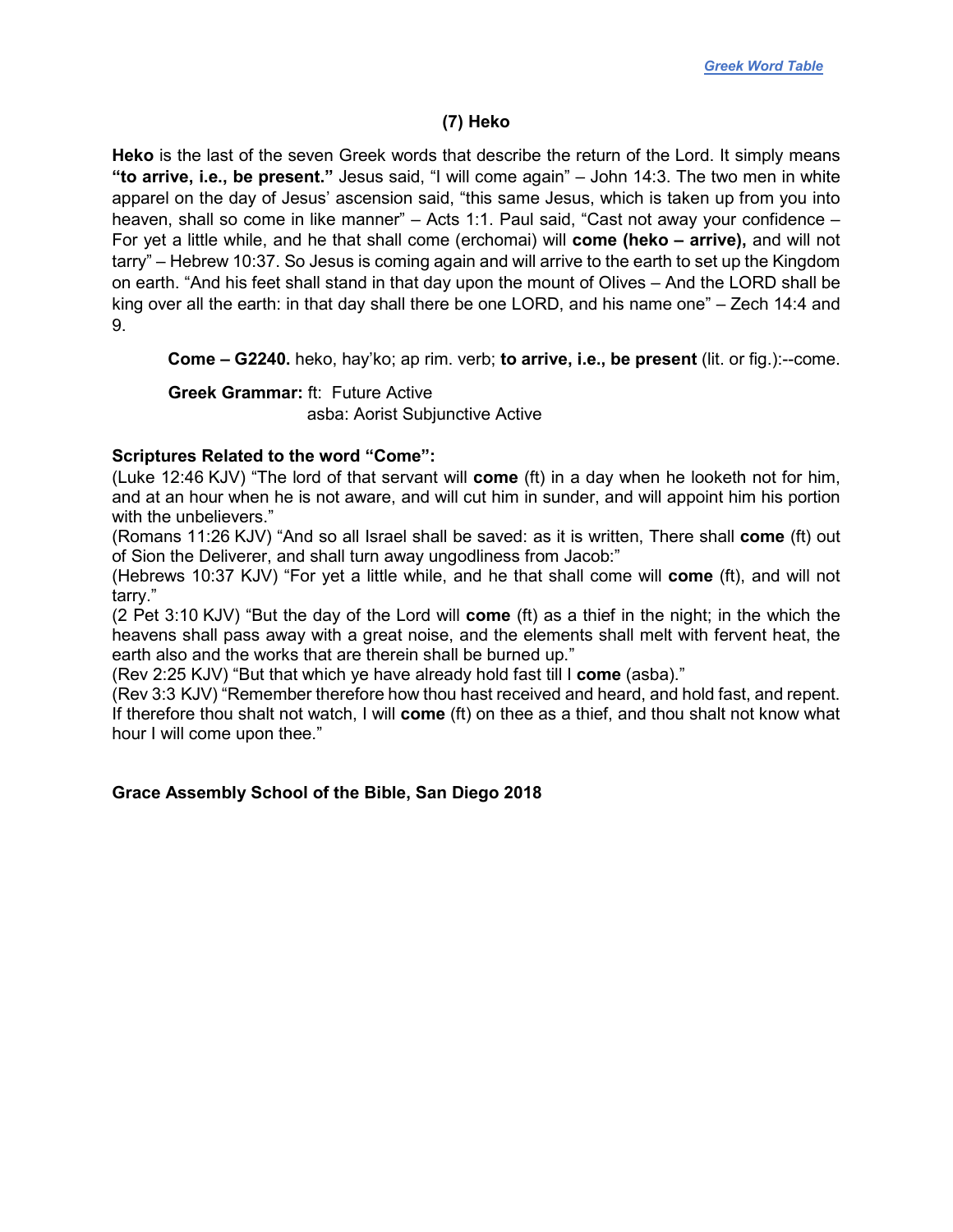*Greek Word Table*

### (7) Heko

**Heko** is the last of the seven Greek words that describe the return of the Lord. It simply means **"to arrive, i.e., be present."** Jesus said, "I will come again" – John 14:3. The two men in white apparel on the day of Jesus' ascension said, "this same Jesus, which is taken up from you into heaven, shall so come in like manner" – Acts 1:1. Paul said, "Cast not away your confidence – For yet a little while, and he that shall come (erchomai) will **come (heko – arrive),** and will not tarry" – Hebrew 10:37. So Jesus is coming again and will arrive to the earth to set up the Kingdom on earth. "And his feet shall stand in that day upon the mount of Olives – And the LORD shall be king over all the earth: in that day shall there be one LORD, and his name one" – Zech 14:4 and 9.

> **Come – G2240.** heko, hay'ko; ap rim. verb; **to arrive, i.e., be present** (lit. or fig.):--come.
>
> **Greek Grammar:** ft: Future Active
> asba: Aorist Subjunctive Active

**Scriptures Related to the word "Come":**

(Luke 12:46 KJV) "The lord of that servant will **come** (ft) in a day when he looketh not for him, and at an hour when he is not aware, and will cut him in sunder, and will appoint him his portion with the unbelievers."

(Romans 11:26 KJV) "And so all Israel shall be saved: as it is written, There shall **come** (ft) out of Sion the Deliverer, and shall turn away ungodliness from Jacob:"

(Hebrews 10:37 KJV) "For yet a little while, and he that shall come will **come** (ft), and will not tarry."

(2 Pet 3:10 KJV) "But the day of the Lord will **come** (ft) as a thief in the night; in the which the heavens shall pass away with a great noise, and the elements shall melt with fervent heat, the earth also and the works that are therein shall be burned up."

(Rev 2:25 KJV) "But that which ye have already hold fast till I **come** (asba)."

(Rev 3:3 KJV) "Remember therefore how thou hast received and heard, and hold fast, and repent. If therefore thou shalt not watch, I will **come** (ft) on thee as a thief, and thou shalt not know what hour I will come upon thee."

**Grace Assembly School of the Bible, San Diego 2018**